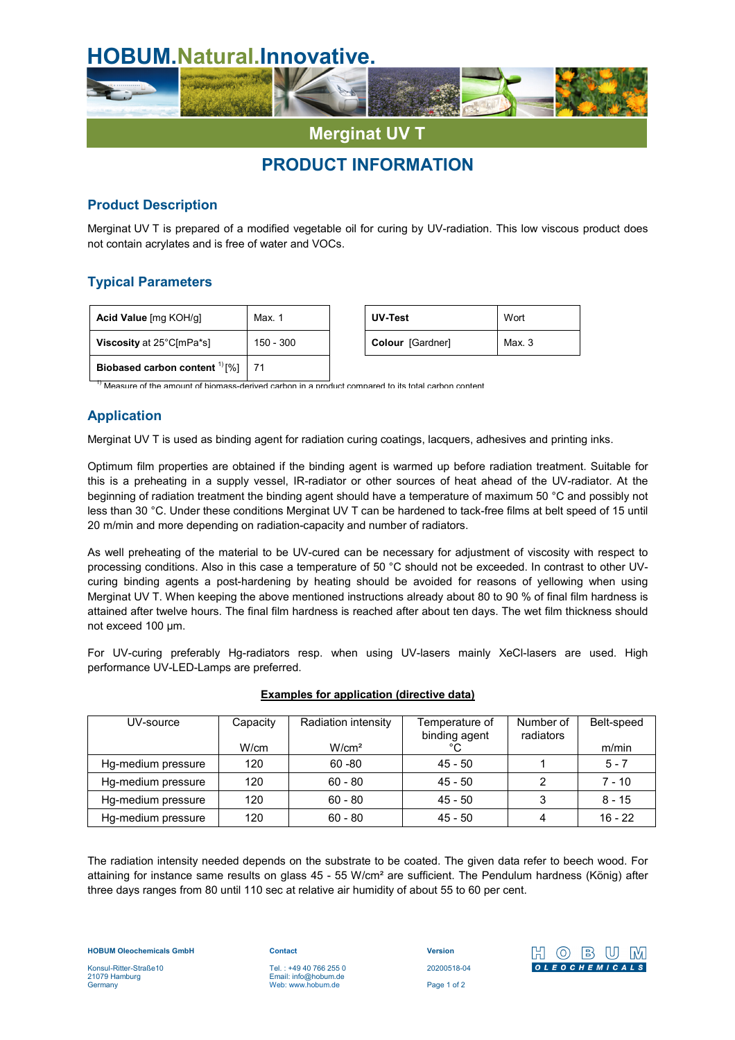# HOBUM.Natural.Innovative.

## Merginat UV T

## PRODUCT INFORMATION

### Product Description

Merginat UV T is prepared of a modified vegetable oil for curing by UV-radiation. This low viscous product does not contain acrylates and is free of water and VOCs.

### Typical Parameters

| | |
|---|---|
| **Acid Value** [mg KOH/g] | Max. 1 |
| **Viscosity** at 25°C[mPa*s] | 150 - 300 |
| **Biobased carbon content** [1] [%] | 71 |

| | |
|---|---|
| **UV-Test** | Wort |
| **Colour** [Gardner] | Max. 3 |

[1] Measure of the amount of biomass-derived carbon in a product compared to its total carbon content

### Application

Merginat UV T is used as binding agent for radiation curing coatings, lacquers, adhesives and printing inks.

Optimum film properties are obtained if the binding agent is warmed up before radiation treatment. Suitable for this is a preheating in a supply vessel, IR-radiator or other sources of heat ahead of the UV-radiator. At the beginning of radiation treatment the binding agent should have a temperature of maximum 50 °C and possibly not less than 30 °C. Under these conditions Merginat UV T can be hardened to tack-free films at belt speed of 15 until 20 m/min and more depending on radiation-capacity and number of radiators.

As well preheating of the material to be UV-cured can be necessary for adjustment of viscosity with respect to processing conditions. Also in this case a temperature of 50 °C should not be exceeded. In contrast to other UV-curing binding agents a post-hardening by heating should be avoided for reasons of yellowing when using Merginat UV T. When keeping the above mentioned instructions already about 80 to 90 % of final film hardness is attained after twelve hours. The final film hardness is reached after about ten days. The wet film thickness should not exceed 100 µm.

For UV-curing preferably Hg-radiators resp. when using UV-lasers mainly XeCl-lasers are used. High performance UV-LED-Lamps are preferred.

**Examples for application (directive data)**

| UV-source | Capacity W/cm | Radiation intensity W/cm² | Temperature of binding agent °C | Number of radiators | Belt-speed m/min |
|---|---|---|---|---|---|
| Hg-medium pressure | 120 | 60 -80 | 45 - 50 | 1 | 5 - 7 |
| Hg-medium pressure | 120 | 60 - 80 | 45 - 50 | 2 | 7 - 10 |
| Hg-medium pressure | 120 | 60 - 80 | 45 - 50 | 3 | 8 - 15 |
| Hg-medium pressure | 120 | 60 - 80 | 45 - 50 | 4 | 16 - 22 |

The radiation intensity needed depends on the substrate to be coated. The given data refer to beech wood. For attaining for instance same results on glass 45 - 55 W/cm² are sufficient. The Pendulum hardness (König) after three days ranges from 80 until 110 sec at relative air humidity of about 55 to 60 per cent.

**HOBUM Oleochemicals GmbH**
Konsul-Ritter-Straße10
21079 Hamburg
Germany

**Contact**
Tel. : +49 40 766 255 0
Email: info@hobum.de
Web: www.hobum.de

**Version**
20200518-04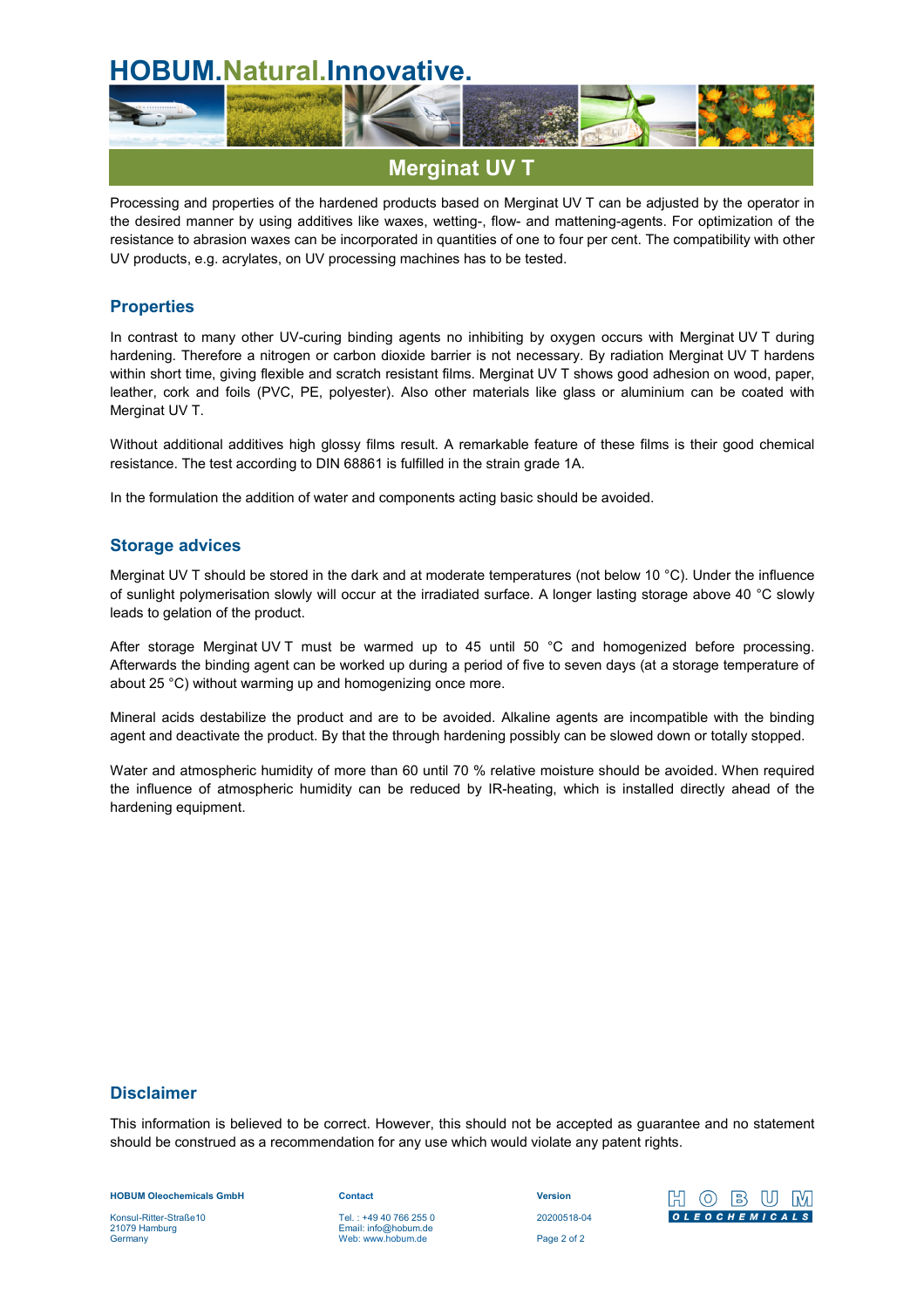# HOBUM.Natural.Innovative.

## Merginat UV T

Processing and properties of the hardened products based on Merginat UV T can be adjusted by the operator in the desired manner by using additives like waxes, wetting-, flow- and mattening-agents. For optimization of the resistance to abrasion waxes can be incorporated in quantities of one to four per cent. The compatibility with other UV products, e.g. acrylates, on UV processing machines has to be tested.

### Properties

In contrast to many other UV-curing binding agents no inhibiting by oxygen occurs with Merginat UV T during hardening. Therefore a nitrogen or carbon dioxide barrier is not necessary. By radiation Merginat UV T hardens within short time, giving flexible and scratch resistant films. Merginat UV T shows good adhesion on wood, paper, leather, cork and foils (PVC, PE, polyester). Also other materials like glass or aluminium can be coated with Merginat UV T.

Without additional additives high glossy films result. A remarkable feature of these films is their good chemical resistance. The test according to DIN 68861 is fulfilled in the strain grade 1A.

In the formulation the addition of water and components acting basic should be avoided.

### Storage advices

Merginat UV T should be stored in the dark and at moderate temperatures (not below 10 °C). Under the influence of sunlight polymerisation slowly will occur at the irradiated surface. A longer lasting storage above 40 °C slowly leads to gelation of the product.

After storage Merginat UV T must be warmed up to 45 until 50 °C and homogenized before processing. Afterwards the binding agent can be worked up during a period of five to seven days (at a storage temperature of about 25 °C) without warming up and homogenizing once more.

Mineral acids destabilize the product and are to be avoided. Alkaline agents are incompatible with the binding agent and deactivate the product. By that the through hardening possibly can be slowed down or totally stopped.

Water and atmospheric humidity of more than 60 until 70 % relative moisture should be avoided. When required the influence of atmospheric humidity can be reduced by IR-heating, which is installed directly ahead of the hardening equipment.

### Disclaimer

This information is believed to be correct. However, this should not be accepted as guarantee and no statement should be construed as a recommendation for any use which would violate any patent rights.

**HOBUM Oleochemicals GmbH**
Konsul-Ritter-Straße10
21079 Hamburg
Germany

**Contact**
Tel. : +49 40 766 255 0
Email: info@hobum.de
Web: www.hobum.de

**Version**
20200518-04